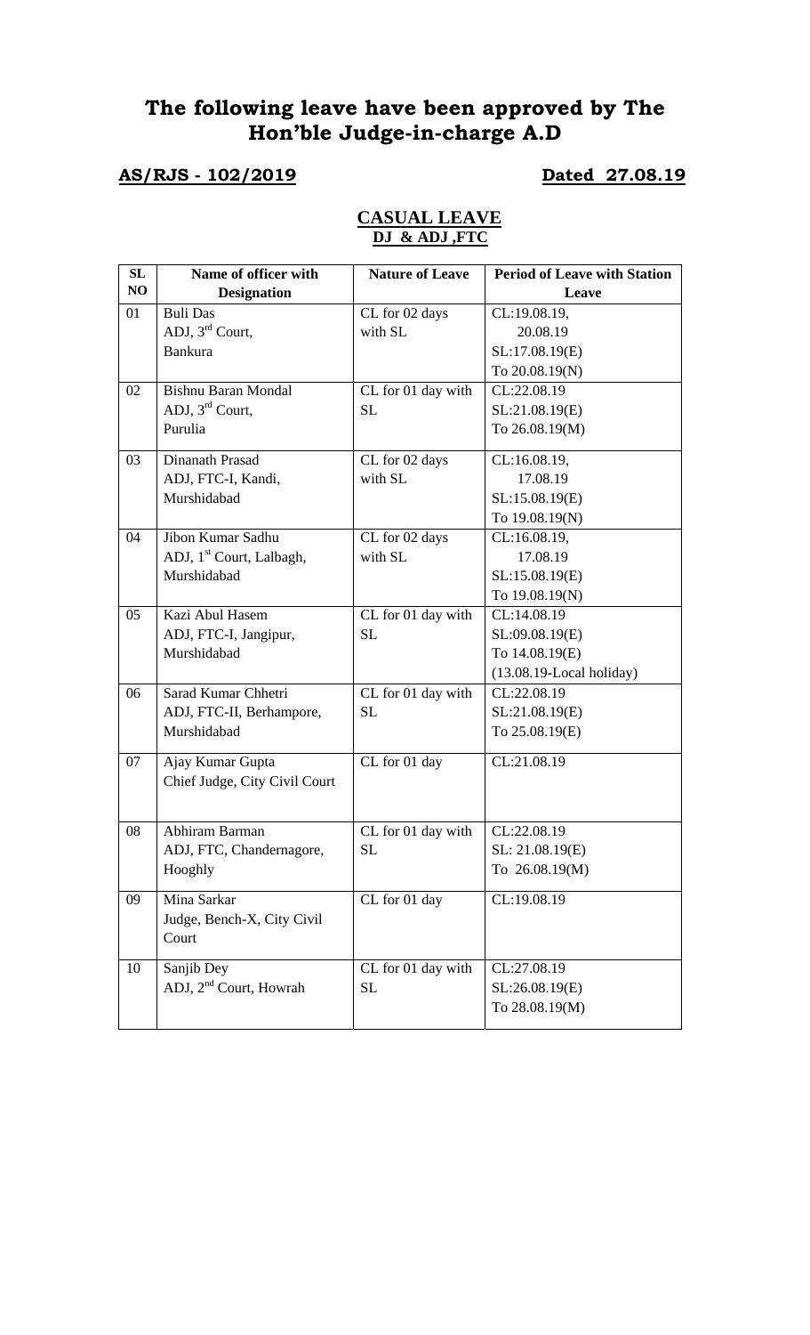# The following leave have been approved by The Hon'ble Judge-in-charge A.D

**AS/RJS - 102/2019** **Dated 27.08.19**

## CASUAL LEAVE
### DJ & ADJ ,FTC

| SL NO | Name of officer with Designation | Nature of Leave | Period of Leave with Station Leave |
|---|---|---|---|
| 01 | Buli Das<br>ADJ, 3rd Court,<br>Bankura | CL for 02 days with SL | CL:19.08.19,<br>20.08.19<br>SL:17.08.19(E)<br>To 20.08.19(N) |
| 02 | Bishnu Baran Mondal<br>ADJ, 3rd Court,<br>Purulia | CL for 01 day with SL | CL:22.08.19<br>SL:21.08.19(E)<br>To 26.08.19(M) |
| 03 | Dinanath Prasad<br>ADJ, FTC-I, Kandi,<br>Murshidabad | CL for 02 days with SL | CL:16.08.19,<br>17.08.19<br>SL:15.08.19(E)<br>To 19.08.19(N) |
| 04 | Jibon Kumar Sadhu<br>ADJ, 1st Court, Lalbagh,<br>Murshidabad | CL for 02 days with SL | CL:16.08.19,<br>17.08.19<br>SL:15.08.19(E)<br>To 19.08.19(N) |
| 05 | Kazi Abul Hasem<br>ADJ, FTC-I, Jangipur,<br>Murshidabad | CL for 01 day with SL | CL:14.08.19<br>SL:09.08.19(E)<br>To 14.08.19(E)<br>(13.08.19-Local holiday) |
| 06 | Sarad Kumar Chhetri<br>ADJ, FTC-II, Berhampore,<br>Murshidabad | CL for 01 day with SL | CL:22.08.19<br>SL:21.08.19(E)<br>To 25.08.19(E) |
| 07 | Ajay Kumar Gupta<br>Chief Judge, City Civil Court | CL for 01 day | CL:21.08.19 |
| 08 | Abhiram Barman<br>ADJ, FTC, Chandernagore,<br>Hooghly | CL for 01 day with SL | CL:22.08.19<br>SL: 21.08.19(E)<br>To 26.08.19(M) |
| 09 | Mina Sarkar<br>Judge, Bench-X, City Civil Court | CL for 01 day | CL:19.08.19 |
| 10 | Sanjib Dey<br>ADJ, 2nd Court, Howrah | CL for 01 day with SL | CL:27.08.19<br>SL:26.08.19(E)<br>To 28.08.19(M) |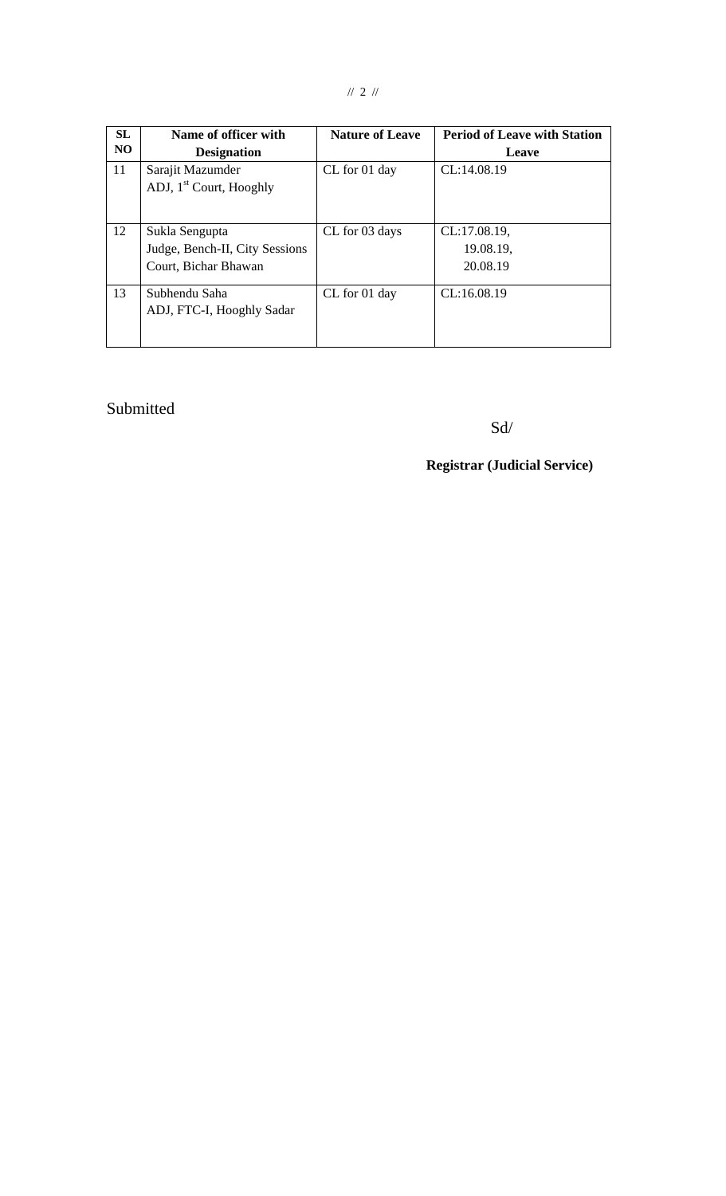| SL NO | Name of officer with Designation | Nature of Leave | Period of Leave with Station Leave |
|---|---|---|---|
| 11 | Sarajit Mazumder<br>ADJ, 1st Court, Hooghly | CL for 01 day | CL:14.08.19 |
| 12 | Sukla Sengupta<br>Judge, Bench-II, City Sessions Court, Bichar Bhawan | CL for 03 days | CL:17.08.19,<br>19.08.19,<br>20.08.19 |
| 13 | Subhendu Saha<br>ADJ, FTC-I, Hooghly Sadar | CL for 01 day | CL:16.08.19 |

Submitted

Sd/

**Registrar (Judicial Service)**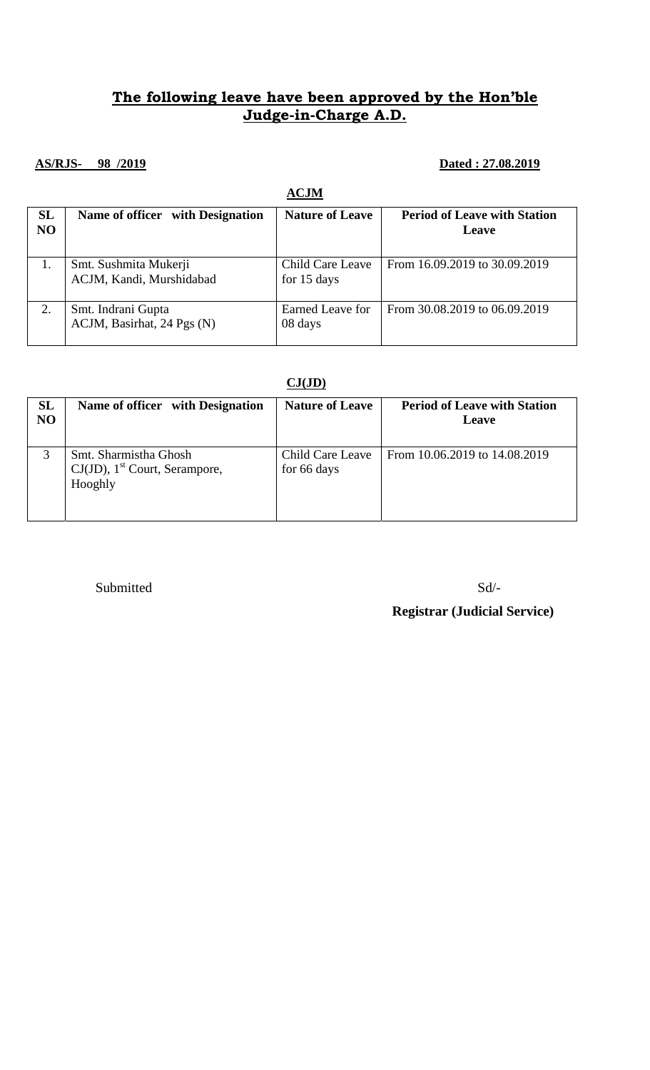## **The following leave have been approved by the Hon'ble Judge-in-Charge A.D.**

**AS/RJS- 98 /2019** **Dated : 27.08.2019**

**ACJM**

| SL NO | Name of officer with Designation | Nature of Leave | Period of Leave with Station Leave |
|---|---|---|---|
| 1. | Smt. Sushmita Mukerji ACJM, Kandi, Murshidabad | Child Care Leave for 15 days | From 16.09.2019 to 30.09.2019 |
| 2. | Smt. Indrani Gupta ACJM, Basirhat, 24 Pgs (N) | Earned Leave for 08 days | From 30.08.2019 to 06.09.2019 |

**CJ(JD)**

| SL NO | Name of officer with Designation | Nature of Leave | Period of Leave with Station Leave |
|---|---|---|---|
| 3 | Smt. Sharmistha Ghosh CJ(JD), 1st Court, Serampore, Hooghly | Child Care Leave for 66 days | From 10.06.2019 to 14.08.2019 |

Submitted

Sd/-

**Registrar (Judicial Service)**